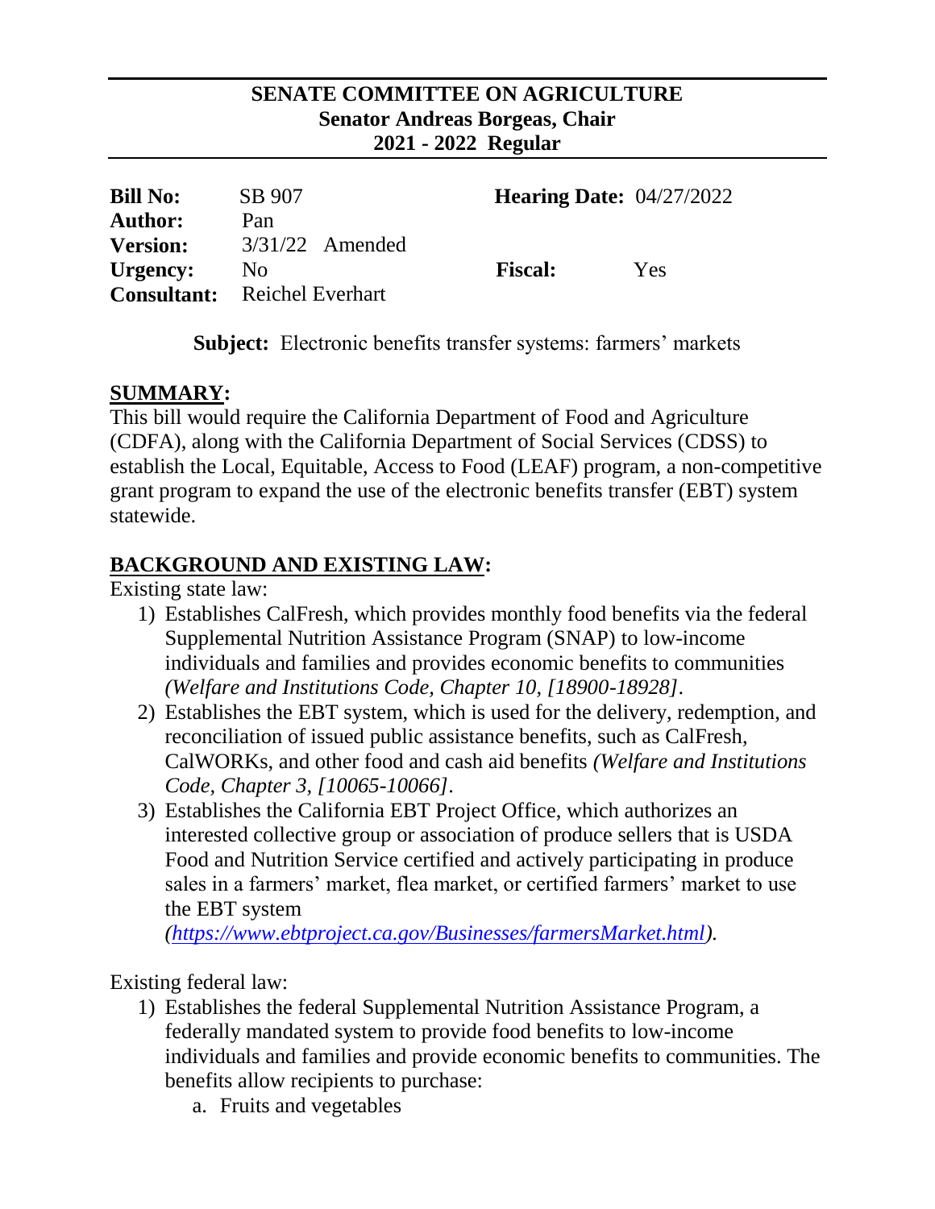**SENATE COMMITTEE ON AGRICULTURE**
**Senator Andreas Borgeas, Chair**
**2021 - 2022 Regular**

| | | | |
|---|---|---|---|
| **Bill No:** | SB 907 | **Hearing Date:** | 04/27/2022 |
| **Author:** | Pan | | |
| **Version:** | 3/31/22 Amended | | |
| **Urgency:** | No | **Fiscal:** | Yes |
| **Consultant:** | Reichel Everhart | | |

**Subject:** Electronic benefits transfer systems: farmers' markets

## SUMMARY:

This bill would require the California Department of Food and Agriculture (CDFA), along with the California Department of Social Services (CDSS) to establish the Local, Equitable, Access to Food (LEAF) program, a non-competitive grant program to expand the use of the electronic benefits transfer (EBT) system statewide.

## BACKGROUND AND EXISTING LAW:

Existing state law:

1) Establishes CalFresh, which provides monthly food benefits via the federal Supplemental Nutrition Assistance Program (SNAP) to low-income individuals and families and provides economic benefits to communities *(Welfare and Institutions Code, Chapter 10, [18900-18928]*.
2) Establishes the EBT system, which is used for the delivery, redemption, and reconciliation of issued public assistance benefits, such as CalFresh, CalWORKs, and other food and cash aid benefits *(Welfare and Institutions Code, Chapter 3, [10065-10066]*.
3) Establishes the California EBT Project Office, which authorizes an interested collective group or association of produce sellers that is USDA Food and Nutrition Service certified and actively participating in produce sales in a farmers' market, flea market, or certified farmers' market to use the EBT system *([https://www.ebtproject.ca.gov/Businesses/farmersMarket.html](https://www.ebtproject.ca.gov/Businesses/farmersMarket.html)).*

Existing federal law:

1) Establishes the federal Supplemental Nutrition Assistance Program, a federally mandated system to provide food benefits to low-income individuals and families and provide economic benefits to communities. The benefits allow recipients to purchase:
    a. Fruits and vegetables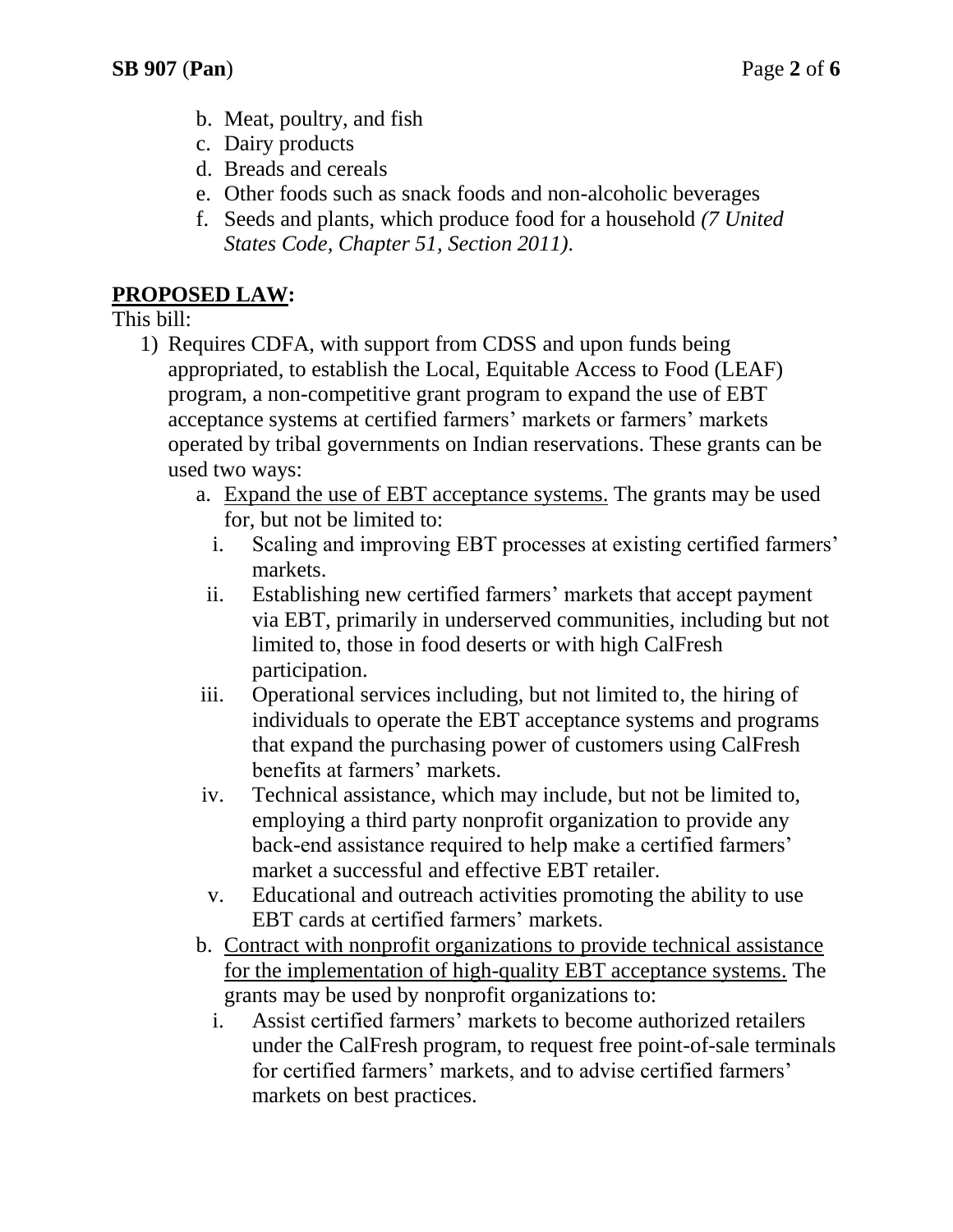b. Meat, poultry, and fish
c. Dairy products
d. Breads and cereals
e. Other foods such as snack foods and non-alcoholic beverages
f. Seeds and plants, which produce food for a household *(7 United States Code, Chapter 51, Section 2011)*.

## **PROPOSED LAW:**

This bill:

1) Requires CDFA, with support from CDSS and upon funds being appropriated, to establish the Local, Equitable Access to Food (LEAF) program, a non-competitive grant program to expand the use of EBT acceptance systems at certified farmers' markets or farmers' markets operated by tribal governments on Indian reservations. These grants can be used two ways:
   a. <u>Expand the use of EBT acceptance systems.</u> The grants may be used for, but not be limited to:
      i. Scaling and improving EBT processes at existing certified farmers' markets.
      ii. Establishing new certified farmers' markets that accept payment via EBT, primarily in underserved communities, including but not limited to, those in food deserts or with high CalFresh participation.
      iii. Operational services including, but not limited to, the hiring of individuals to operate the EBT acceptance systems and programs that expand the purchasing power of customers using CalFresh benefits at farmers' markets.
      iv. Technical assistance, which may include, but not be limited to, employing a third party nonprofit organization to provide any back-end assistance required to help make a certified farmers' market a successful and effective EBT retailer.
      v. Educational and outreach activities promoting the ability to use EBT cards at certified farmers' markets.
   b. <u>Contract with nonprofit organizations to provide technical assistance for the implementation of high-quality EBT acceptance systems.</u> The grants may be used by nonprofit organizations to:
      i. Assist certified farmers' markets to become authorized retailers under the CalFresh program, to request free point-of-sale terminals for certified farmers' markets, and to advise certified farmers' markets on best practices.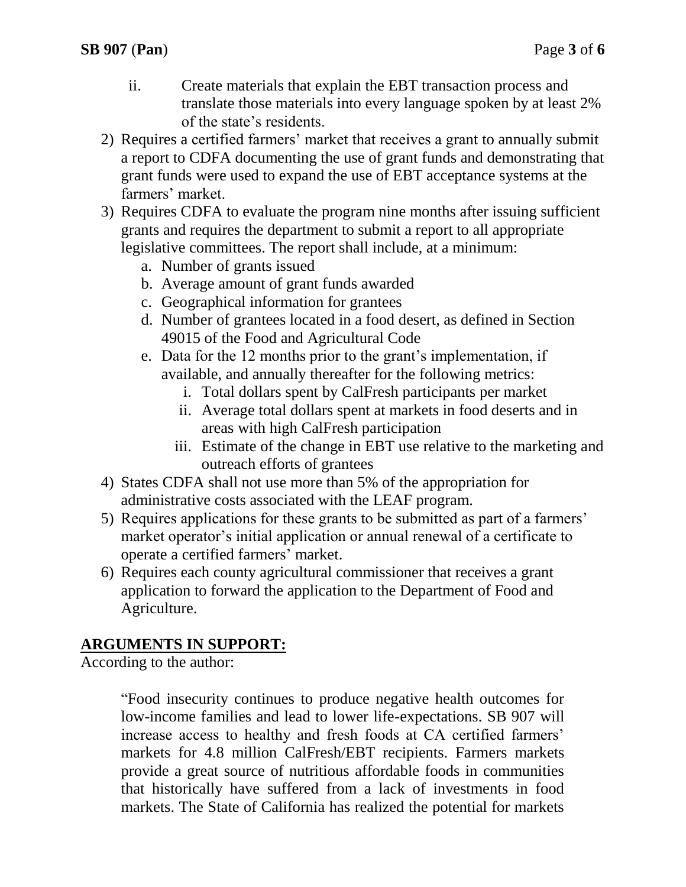ii. Create materials that explain the EBT transaction process and translate those materials into every language spoken by at least 2% of the state's residents.

2) Requires a certified farmers' market that receives a grant to annually submit a report to CDFA documenting the use of grant funds and demonstrating that grant funds were used to expand the use of EBT acceptance systems at the farmers' market.
3) Requires CDFA to evaluate the program nine months after issuing sufficient grants and requires the department to submit a report to all appropriate legislative committees. The report shall include, at a minimum:
    a. Number of grants issued
    b. Average amount of grant funds awarded
    c. Geographical information for grantees
    d. Number of grantees located in a food desert, as defined in Section 49015 of the Food and Agricultural Code
    e. Data for the 12 months prior to the grant's implementation, if available, and annually thereafter for the following metrics:
        i. Total dollars spent by CalFresh participants per market
        ii. Average total dollars spent at markets in food deserts and in areas with high CalFresh participation
        iii. Estimate of the change in EBT use relative to the marketing and outreach efforts of grantees
4) States CDFA shall not use more than 5% of the appropriation for administrative costs associated with the LEAF program.
5) Requires applications for these grants to be submitted as part of a farmers' market operator's initial application or annual renewal of a certificate to operate a certified farmers' market.
6) Requires each county agricultural commissioner that receives a grant application to forward the application to the Department of Food and Agriculture.

**ARGUMENTS IN SUPPORT:**

According to the author:

> "Food insecurity continues to produce negative health outcomes for low-income families and lead to lower life-expectations. SB 907 will increase access to healthy and fresh foods at CA certified farmers' markets for 4.8 million CalFresh/EBT recipients. Farmers markets provide a great source of nutritious affordable foods in communities that historically have suffered from a lack of investments in food markets. The State of California has realized the potential for markets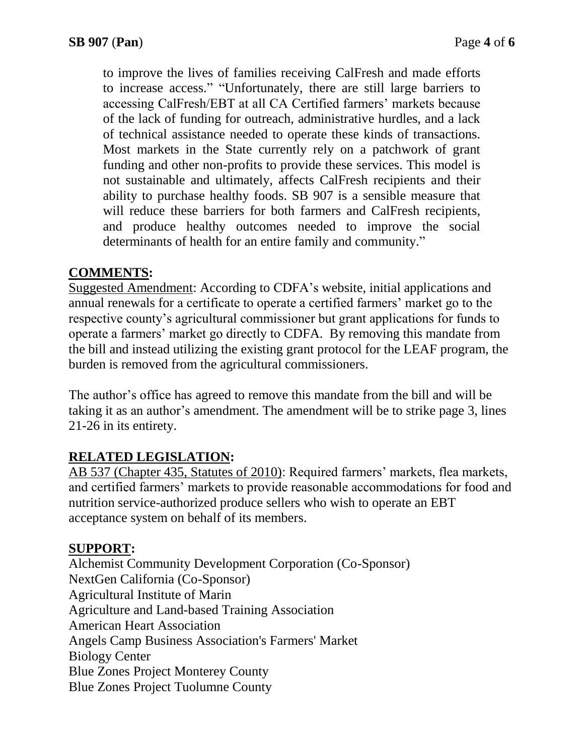to improve the lives of families receiving CalFresh and made efforts to increase access." "Unfortunately, there are still large barriers to accessing CalFresh/EBT at all CA Certified farmers' markets because of the lack of funding for outreach, administrative hurdles, and a lack of technical assistance needed to operate these kinds of transactions. Most markets in the State currently rely on a patchwork of grant funding and other non-profits to provide these services. This model is not sustainable and ultimately, affects CalFresh recipients and their ability to purchase healthy foods. SB 907 is a sensible measure that will reduce these barriers for both farmers and CalFresh recipients, and produce healthy outcomes needed to improve the social determinants of health for an entire family and community."

## COMMENTS:

Suggested Amendment: According to CDFA's website, initial applications and annual renewals for a certificate to operate a certified farmers' market go to the respective county's agricultural commissioner but grant applications for funds to operate a farmers' market go directly to CDFA. By removing this mandate from the bill and instead utilizing the existing grant protocol for the LEAF program, the burden is removed from the agricultural commissioners.

The author's office has agreed to remove this mandate from the bill and will be taking it as an author's amendment. The amendment will be to strike page 3, lines 21-26 in its entirety.

## RELATED LEGISLATION:

AB 537 (Chapter 435, Statutes of 2010): Required farmers' markets, flea markets, and certified farmers' markets to provide reasonable accommodations for food and nutrition service-authorized produce sellers who wish to operate an EBT acceptance system on behalf of its members.

## SUPPORT:

Alchemist Community Development Corporation (Co-Sponsor)
NextGen California (Co-Sponsor)
Agricultural Institute of Marin
Agriculture and Land-based Training Association
American Heart Association
Angels Camp Business Association's Farmers' Market
Biology Center
Blue Zones Project Monterey County
Blue Zones Project Tuolumne County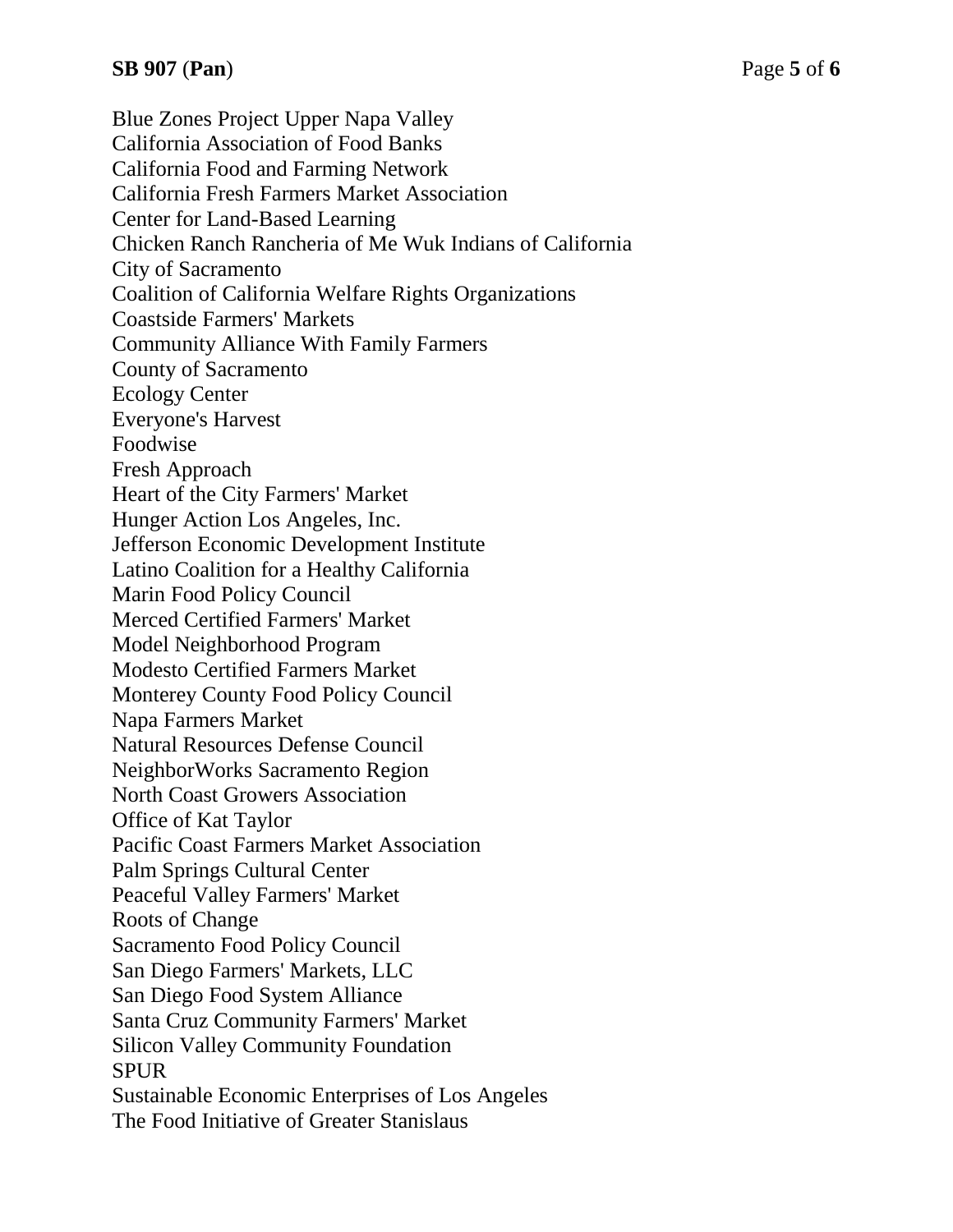Blue Zones Project Upper Napa Valley
California Association of Food Banks
California Food and Farming Network
California Fresh Farmers Market Association
Center for Land-Based Learning
Chicken Ranch Rancheria of Me Wuk Indians of California
City of Sacramento
Coalition of California Welfare Rights Organizations
Coastside Farmers' Markets
Community Alliance With Family Farmers
County of Sacramento
Ecology Center
Everyone's Harvest
Foodwise
Fresh Approach
Heart of the City Farmers' Market
Hunger Action Los Angeles, Inc.
Jefferson Economic Development Institute
Latino Coalition for a Healthy California
Marin Food Policy Council
Merced Certified Farmers' Market
Model Neighborhood Program
Modesto Certified Farmers Market
Monterey County Food Policy Council
Napa Farmers Market
Natural Resources Defense Council
NeighborWorks Sacramento Region
North Coast Growers Association
Office of Kat Taylor
Pacific Coast Farmers Market Association
Palm Springs Cultural Center
Peaceful Valley Farmers' Market
Roots of Change
Sacramento Food Policy Council
San Diego Farmers' Markets, LLC
San Diego Food System Alliance
Santa Cruz Community Farmers' Market
Silicon Valley Community Foundation
SPUR
Sustainable Economic Enterprises of Los Angeles
The Food Initiative of Greater Stanislaus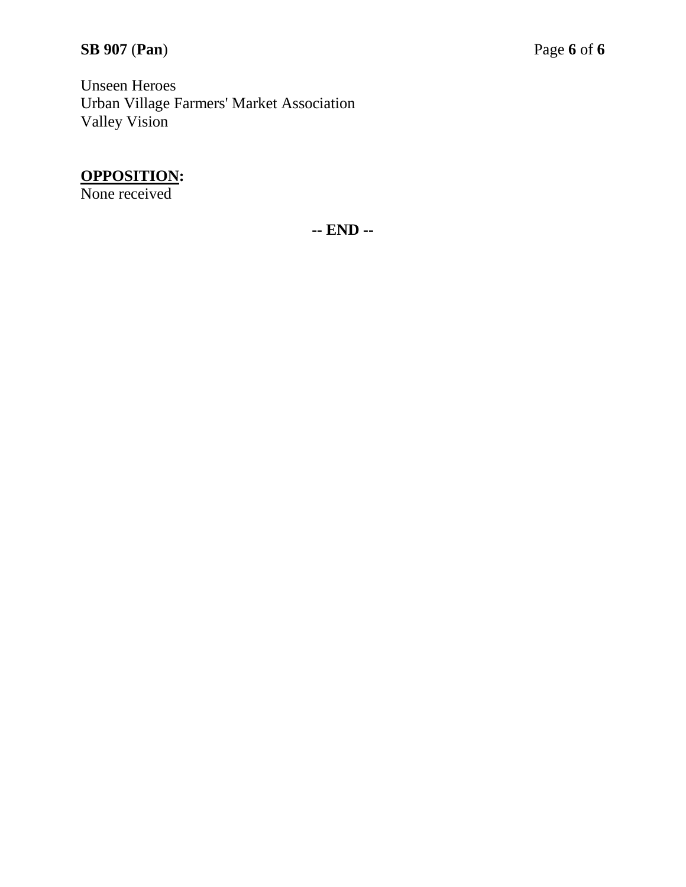Unseen Heroes
Urban Village Farmers' Market Association
Valley Vision

**OPPOSITION:**
None received

**-- END --**